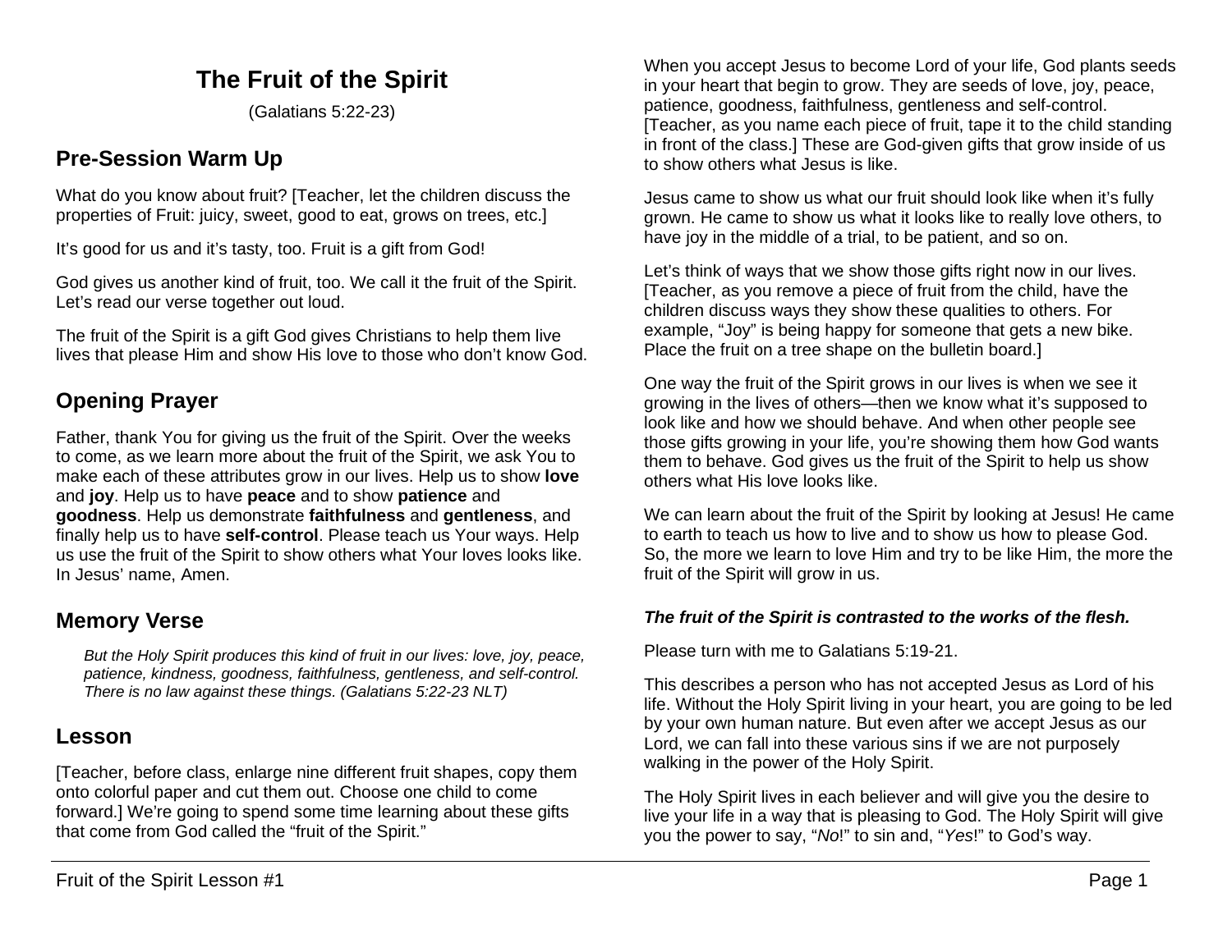# The Fruit of the Spirit

(Galatians 5:22-23)

## Pre-Session Warm Up

What do you know about fruit? [Teacher, let the children discuss the properties of Fruit: juicy, sweet, good to eat, grows on trees, etc.]

It's good for us and it's tasty, too. Fruit is a gift from God!

God gives us another kind of fruit, too. We call it the fruit of the Spirit. Let's read our verse together out loud.

The fruit of the Spirit is a gift God gives Christians to help them live lives that please Him and show His love to those who don't know God.

## Opening Prayer

Father, thank You for giving us the fruit of the Spirit. Over the weeks to come, as we learn more about the fruit of the Spirit, we ask You to make each of these attributes grow in our lives. Help us to show **love** and **joy**. Help us to have **peace** and to show **patience** and **goodness**. Help us demonstrate **faithfulness** and **gentleness**, and finally help us to have **self-control**. Please teach us Your ways. Help us use the fruit of the Spirit to show others what Your loves looks like. In Jesus' name, Amen.

## Memory Verse

> *But the Holy Spirit produces this kind of fruit in our lives: love, joy, peace, patience, kindness, goodness, faithfulness, gentleness, and self-control. There is no law against these things. (Galatians 5:22-23 NLT)*

## Lesson

[Teacher, before class, enlarge nine different fruit shapes, copy them onto colorful paper and cut them out. Choose one child to come forward.] We're going to spend some time learning about these gifts that come from God called the "fruit of the Spirit."

When you accept Jesus to become Lord of your life, God plants seeds in your heart that begin to grow. They are seeds of love, joy, peace, patience, goodness, faithfulness, gentleness and self-control. [Teacher, as you name each piece of fruit, tape it to the child standing in front of the class.] These are God-given gifts that grow inside of us to show others what Jesus is like.

Jesus came to show us what our fruit should look like when it's fully grown. He came to show us what it looks like to really love others, to have joy in the middle of a trial, to be patient, and so on.

Let's think of ways that we show those gifts right now in our lives. [Teacher, as you remove a piece of fruit from the child, have the children discuss ways they show these qualities to others. For example, "Joy" is being happy for someone that gets a new bike. Place the fruit on a tree shape on the bulletin board.]

One way the fruit of the Spirit grows in our lives is when we see it growing in the lives of others—then we know what it's supposed to look like and how we should behave. And when other people see those gifts growing in your life, you're showing them how God wants them to behave. God gives us the fruit of the Spirit to help us show others what His love looks like.

We can learn about the fruit of the Spirit by looking at Jesus! He came to earth to teach us how to live and to show us how to please God. So, the more we learn to love Him and try to be like Him, the more the fruit of the Spirit will grow in us.

***The fruit of the Spirit is contrasted to the works of the flesh.***

Please turn with me to Galatians 5:19-21.

This describes a person who has not accepted Jesus as Lord of his life. Without the Holy Spirit living in your heart, you are going to be led by your own human nature. But even after we accept Jesus as our Lord, we can fall into these various sins if we are not purposely walking in the power of the Holy Spirit.

The Holy Spirit lives in each believer and will give you the desire to live your life in a way that is pleasing to God. The Holy Spirit will give you the power to say, "*No*!" to sin and, "*Yes*!" to God's way.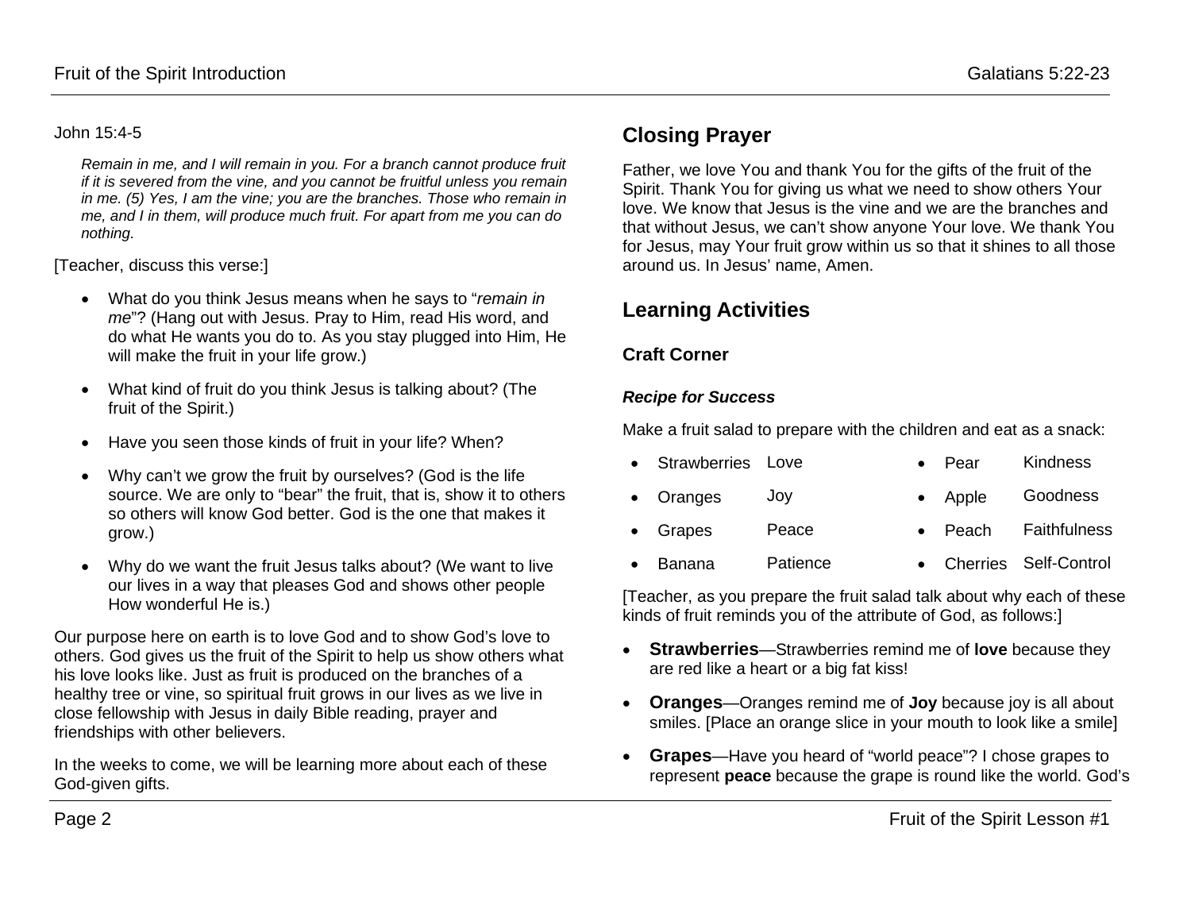John 15:4-5

> *Remain in me, and I will remain in you. For a branch cannot produce fruit if it is severed from the vine, and you cannot be fruitful unless you remain in me. (5) Yes, I am the vine; you are the branches. Those who remain in me, and I in them, will produce much fruit. For apart from me you can do nothing.*

[Teacher, discuss this verse:]

- What do you think Jesus means when he says to "*remain in me*"? (Hang out with Jesus. Pray to Him, read His word, and do what He wants you do to. As you stay plugged into Him, He will make the fruit in your life grow.)
- What kind of fruit do you think Jesus is talking about? (The fruit of the Spirit.)
- Have you seen those kinds of fruit in your life? When?
- Why can't we grow the fruit by ourselves? (God is the life source. We are only to "bear" the fruit, that is, show it to others so others will know God better. God is the one that makes it grow.)
- Why do we want the fruit Jesus talks about? (We want to live our lives in a way that pleases God and shows other people How wonderful He is.)

Our purpose here on earth is to love God and to show God's love to others. God gives us the fruit of the Spirit to help us show others what his love looks like. Just as fruit is produced on the branches of a healthy tree or vine, so spiritual fruit grows in our lives as we live in close fellowship with Jesus in daily Bible reading, prayer and friendships with other believers.

In the weeks to come, we will be learning more about each of these God-given gifts.

## Closing Prayer

Father, we love You and thank You for the gifts of the fruit of the Spirit. Thank You for giving us what we need to show others Your love. We know that Jesus is the vine and we are the branches and that without Jesus, we can't show anyone Your love. We thank You for Jesus, may Your fruit grow within us so that it shines to all those around us. In Jesus' name, Amen.

## Learning Activities

### Craft Corner

#### *Recipe for Success*

Make a fruit salad to prepare with the children and eat as a snack:

- Strawberries — Love
- Oranges — Joy
- Grapes — Peace
- Banana — Patience
- Pear — Kindness
- Apple — Goodness
- Peach — Faithfulness
- Cherries — Self-Control

[Teacher, as you prepare the fruit salad talk about why each of these kinds of fruit reminds you of the attribute of God, as follows:]

- **Strawberries**—Strawberries remind me of **love** because they are red like a heart or a big fat kiss!
- **Oranges**—Oranges remind me of **Joy** because joy is all about smiles. [Place an orange slice in your mouth to look like a smile]
- **Grapes**—Have you heard of "world peace"? I chose grapes to represent **peace** because the grape is round like the world. God's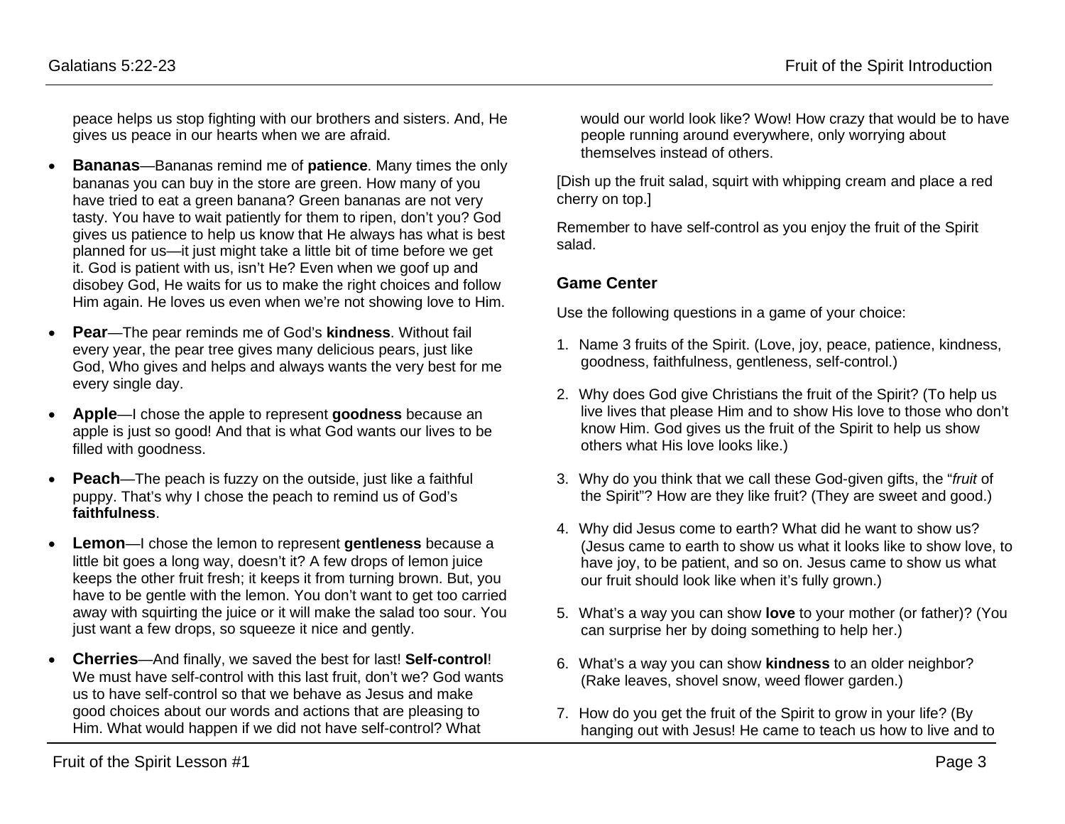peace helps us stop fighting with our brothers and sisters. And, He gives us peace in our hearts when we are afraid.

- **Bananas**—Bananas remind me of **patience**. Many times the only bananas you can buy in the store are green. How many of you have tried to eat a green banana? Green bananas are not very tasty. You have to wait patiently for them to ripen, don't you? God gives us patience to help us know that He always has what is best planned for us—it just might take a little bit of time before we get it. God is patient with us, isn't He? Even when we goof up and disobey God, He waits for us to make the right choices and follow Him again. He loves us even when we're not showing love to Him.
- **Pear**—The pear reminds me of God's **kindness**. Without fail every year, the pear tree gives many delicious pears, just like God, Who gives and helps and always wants the very best for me every single day.
- **Apple**—I chose the apple to represent **goodness** because an apple is just so good! And that is what God wants our lives to be filled with goodness.
- **Peach**—The peach is fuzzy on the outside, just like a faithful puppy. That's why I chose the peach to remind us of God's **faithfulness**.
- **Lemon**—I chose the lemon to represent **gentleness** because a little bit goes a long way, doesn't it? A few drops of lemon juice keeps the other fruit fresh; it keeps it from turning brown. But, you have to be gentle with the lemon. You don't want to get too carried away with squirting the juice or it will make the salad too sour. You just want a few drops, so squeeze it nice and gently.
- **Cherries**—And finally, we saved the best for last! **Self-control**! We must have self-control with this last fruit, don't we? God wants us to have self-control so that we behave as Jesus and make good choices about our words and actions that are pleasing to Him. What would happen if we did not have self-control? What would our world look like? Wow! How crazy that would be to have people running around everywhere, only worrying about themselves instead of others.

[Dish up the fruit salad, squirt with whipping cream and place a red cherry on top.]

Remember to have self-control as you enjoy the fruit of the Spirit salad.

### Game Center

Use the following questions in a game of your choice:

1. Name 3 fruits of the Spirit. (Love, joy, peace, patience, kindness, goodness, faithfulness, gentleness, self-control.)
2. Why does God give Christians the fruit of the Spirit? (To help us live lives that please Him and to show His love to those who don't know Him. God gives us the fruit of the Spirit to help us show others what His love looks like.)
3. Why do you think that we call these God-given gifts, the "*fruit* of the Spirit"? How are they like fruit? (They are sweet and good.)
4. Why did Jesus come to earth? What did he want to show us? (Jesus came to earth to show us what it looks like to show love, to have joy, to be patient, and so on. Jesus came to show us what our fruit should look like when it's fully grown.)
5. What's a way you can show **love** to your mother (or father)? (You can surprise her by doing something to help her.)
6. What's a way you can show **kindness** to an older neighbor? (Rake leaves, shovel snow, weed flower garden.)
7. How do you get the fruit of the Spirit to grow in your life? (By hanging out with Jesus! He came to teach us how to live and to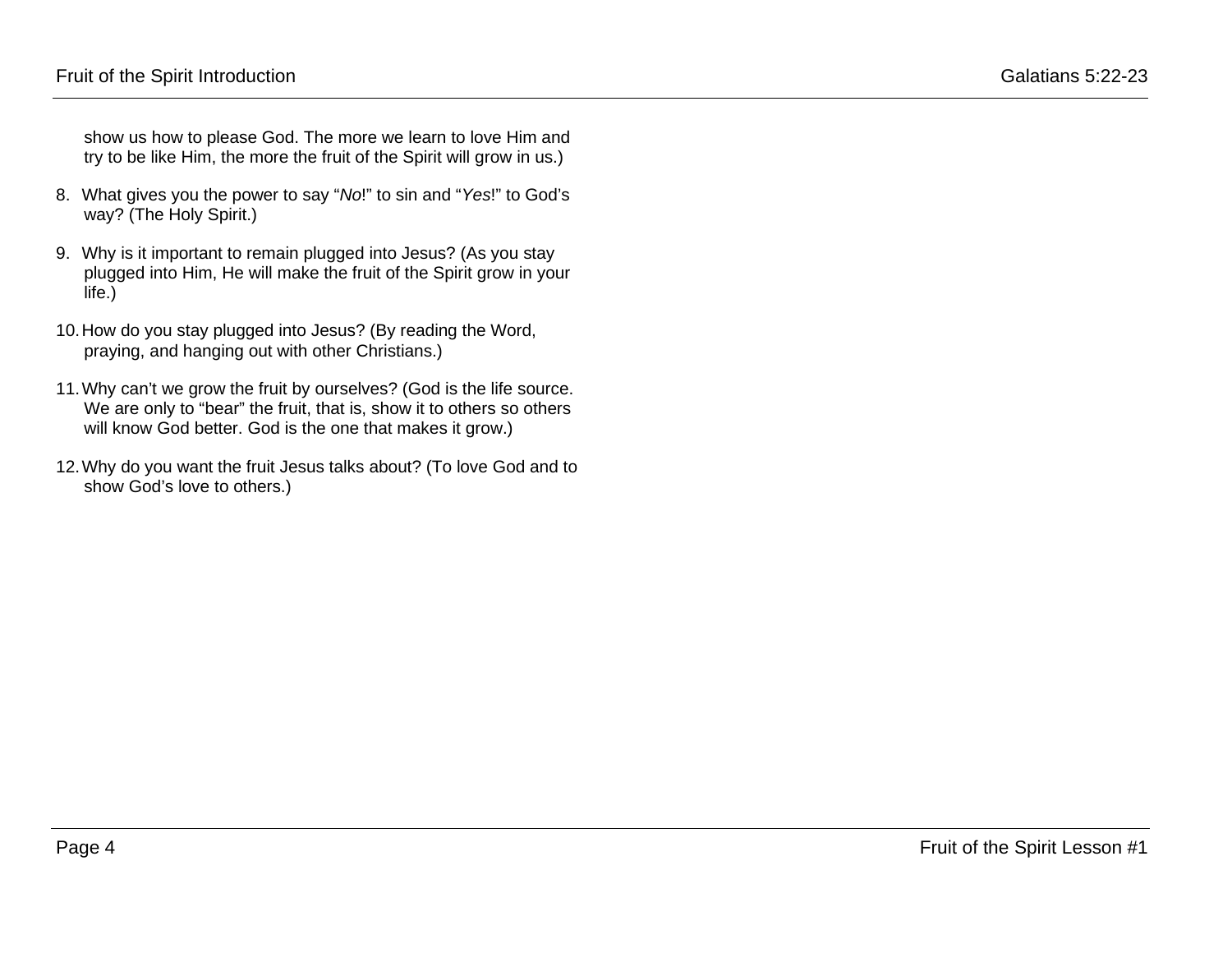show us how to please God. The more we learn to love Him and try to be like Him, the more the fruit of the Spirit will grow in us.)

8. What gives you the power to say “*No*!” to sin and “*Yes*!” to God’s way? (The Holy Spirit.)

9. Why is it important to remain plugged into Jesus? (As you stay plugged into Him, He will make the fruit of the Spirit grow in your life.)

10. How do you stay plugged into Jesus? (By reading the Word, praying, and hanging out with other Christians.)

11. Why can’t we grow the fruit by ourselves? (God is the life source. We are only to “bear” the fruit, that is, show it to others so others will know God better. God is the one that makes it grow.)

12. Why do you want the fruit Jesus talks about? (To love God and to show God’s love to others.)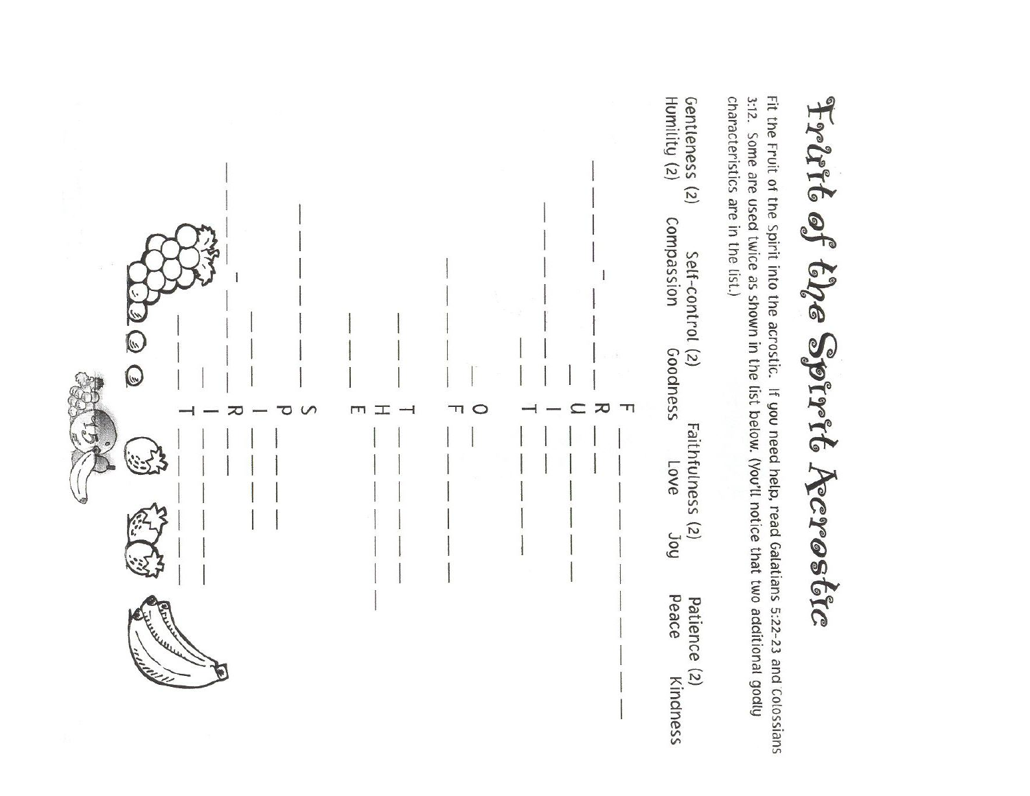# Fruit of the Spirit Acrostic

Fit the Fruit of the Spirit into the acrostic. If you need help, read Galatians 5:22-23 and Colossians 3:12. Some are used twice as shown in the list below. (You'll notice that two additional godly characteristics are in the list.)

| | | | | |
|---|---|---|---|---|
| Gentleness (2) | Self-control (2) | Faithfulness (2) | Patience (2) | |
| Humility (2) | Compassion | Goodness | Love | Joy | Peace | Kindness |

F
R
U
I
T

O
F

T
H
E

S
P
I
R
I
T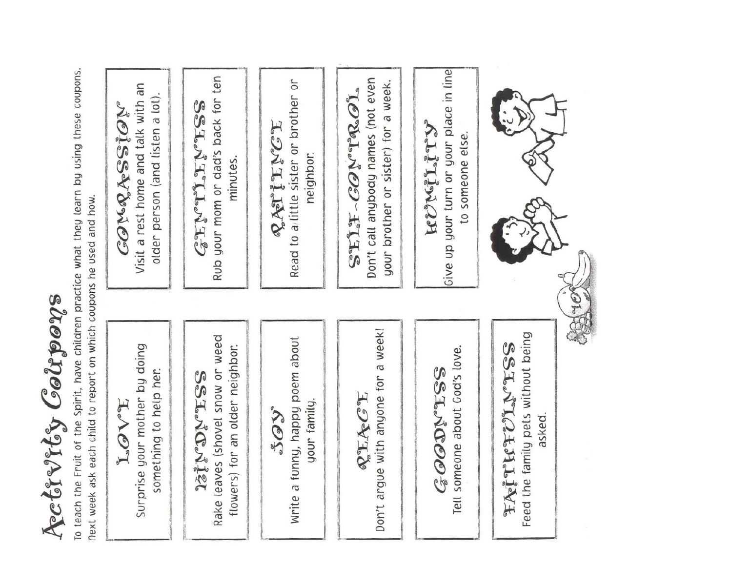# Activity Coupons

To teach the Fruit of the Spirit, have children practice what they learn by using these coupons. Next week ask each child to report on which coupons he used and how.

**LOVE**
Surprise your mother by doing something to help her.

**KINDNESS**
Rake leaves (shovel snow or weed flowers) for an older neighbor.

**JOY**
Write a funny, happy poem about your family.

**PEACE**
Don't argue with anyone for a week!

**GOODNESS**
Tell someone about God's love.

**FAITHFULNESS**
Feed the family pets without being asked.

**COMPASSION**
Visit a rest home and talk with an older person (and listen a lot).

**GENTLENESS**
Rub your mom or dad's back for ten minutes.

**PATIENCE**
Read to a little sister or brother or neighbor.

**SELF-CONTROL**
Don't call anybody names (not even your brother or sister) for a week.

**HUMILITY**
Give up your turn or your place in line to someone else.